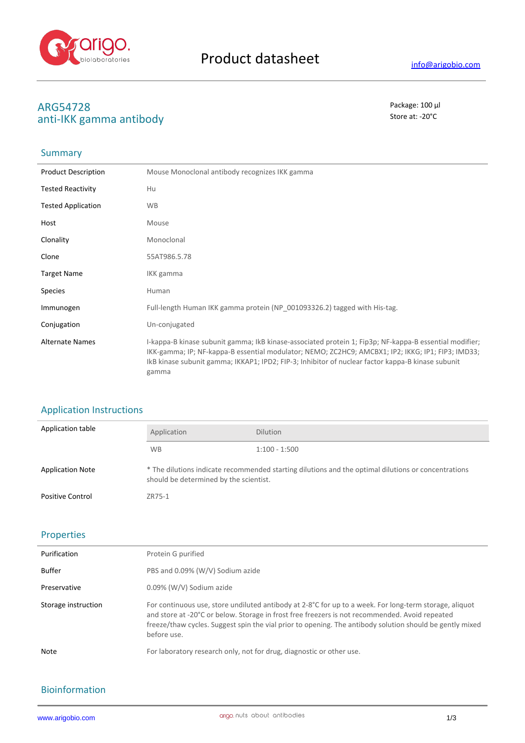# Product datasheet

info@arigobio.com

## ARG54728
## anti-IKK gamma antibody

Package: 100 μl
Store at: -20°C

## Summary

| | |
|---|---|
| Product Description | Mouse Monoclonal antibody recognizes IKK gamma |
| Tested Reactivity | Hu |
| Tested Application | WB |
| Host | Mouse |
| Clonality | Monoclonal |
| Clone | 55AT986.5.78 |
| Target Name | IKK gamma |
| Species | Human |
| Immunogen | Full-length Human IKK gamma protein (NP_001093326.2) tagged with His-tag. |
| Conjugation | Un-conjugated |
| Alternate Names | I-kappa-B kinase subunit gamma; IkB kinase-associated protein 1; Fip3p; NF-kappa-B essential modifier; IKK-gamma; IP; NF-kappa-B essential modulator; NEMO; ZC2HC9; AMCBX1; IP2; IKKG; IP1; FIP3; IMD33; IkB kinase subunit gamma; IKKAP1; IPD2; FIP-3; Inhibitor of nuclear factor kappa-B kinase subunit gamma |

## Application Instructions

Application table

| Application | Dilution |
|---|---|
| WB | 1:100 - 1:500 |

| | |
|---|---|
| Application Note | * The dilutions indicate recommended starting dilutions and the optimal dilutions or concentrations should be determined by the scientist. |
| Positive Control | ZR75-1 |

## Properties

| | |
|---|---|
| Purification | Protein G purified |
| Buffer | PBS and 0.09% (W/V) Sodium azide |
| Preservative | 0.09% (W/V) Sodium azide |
| Storage instruction | For continuous use, store undiluted antibody at 2-8°C for up to a week. For long-term storage, aliquot and store at -20°C or below. Storage in frost free freezers is not recommended. Avoid repeated freeze/thaw cycles. Suggest spin the vial prior to opening. The antibody solution should be gently mixed before use. |
| Note | For laboratory research only, not for drug, diagnostic or other use. |

## Bioinformation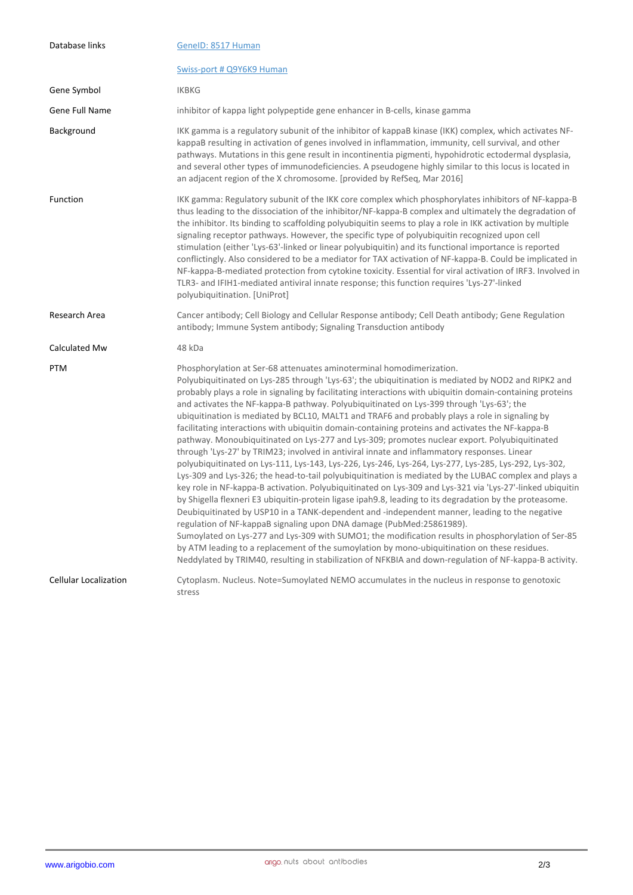| | |
|---|---|
| Database links | [GeneID: 8517 Human](#) |
| | [Swiss-port # Q9Y6K9 Human](#) |
| Gene Symbol | IKBKG |
| Gene Full Name | inhibitor of kappa light polypeptide gene enhancer in B-cells, kinase gamma |
| Background | IKK gamma is a regulatory subunit of the inhibitor of kappaB kinase (IKK) complex, which activates NF-kappaB resulting in activation of genes involved in inflammation, immunity, cell survival, and other pathways. Mutations in this gene result in incontinentia pigmenti, hypohidrotic ectodermal dysplasia, and several other types of immunodeficiencies. A pseudogene highly similar to this locus is located in an adjacent region of the X chromosome. [provided by RefSeq, Mar 2016] |
| Function | IKK gamma: Regulatory subunit of the IKK core complex which phosphorylates inhibitors of NF-kappa-B thus leading to the dissociation of the inhibitor/NF-kappa-B complex and ultimately the degradation of the inhibitor. Its binding to scaffolding polyubiquitin seems to play a role in IKK activation by multiple signaling receptor pathways. However, the specific type of polyubiquitin recognized upon cell stimulation (either 'Lys-63'-linked or linear polyubiquitin) and its functional importance is reported conflictingly. Also considered to be a mediator for TAX activation of NF-kappa-B. Could be implicated in NF-kappa-B-mediated protection from cytokine toxicity. Essential for viral activation of IRF3. Involved in TLR3- and IFIH1-mediated antiviral innate response; this function requires 'Lys-27'-linked polyubiquitination. [UniProt] |
| Research Area | Cancer antibody; Cell Biology and Cellular Response antibody; Cell Death antibody; Gene Regulation antibody; Immune System antibody; Signaling Transduction antibody |
| Calculated Mw | 48 kDa |
| PTM | Phosphorylation at Ser-68 attenuates aminoterminal homodimerization.<br>Polyubiquitinated on Lys-285 through 'Lys-63'; the ubiquitination is mediated by NOD2 and RIPK2 and probably plays a role in signaling by facilitating interactions with ubiquitin domain-containing proteins and activates the NF-kappa-B pathway. Polyubiquitinated on Lys-399 through 'Lys-63'; the ubiquitination is mediated by BCL10, MALT1 and TRAF6 and probably plays a role in signaling by facilitating interactions with ubiquitin domain-containing proteins and activates the NF-kappa-B pathway. Monoubiquitinated on Lys-277 and Lys-309; promotes nuclear export. Polyubiquitinated through 'Lys-27' by TRIM23; involved in antiviral innate and inflammatory responses. Linear polyubiquitinated on Lys-111, Lys-143, Lys-226, Lys-246, Lys-264, Lys-277, Lys-285, Lys-292, Lys-302, Lys-309 and Lys-326; the head-to-tail polyubiquitination is mediated by the LUBAC complex and plays a key role in NF-kappa-B activation. Polyubiquitinated on Lys-309 and Lys-321 via 'Lys-27'-linked ubiquitin by Shigella flexneri E3 ubiquitin-protein ligase ipah9.8, leading to its degradation by the proteasome. Deubiquitinated by USP10 in a TANK-dependent and -independent manner, leading to the negative regulation of NF-kappaB signaling upon DNA damage (PubMed:25861989).<br>Sumoylated on Lys-277 and Lys-309 with SUMO1; the modification results in phosphorylation of Ser-85 by ATM leading to a replacement of the sumoylation by mono-ubiquitination on these residues.<br>Neddylated by TRIM40, resulting in stabilization of NFKBIA and down-regulation of NF-kappa-B activity. |
| Cellular Localization | Cytoplasm. Nucleus. Note=Sumoylated NEMO accumulates in the nucleus in response to genotoxic stress |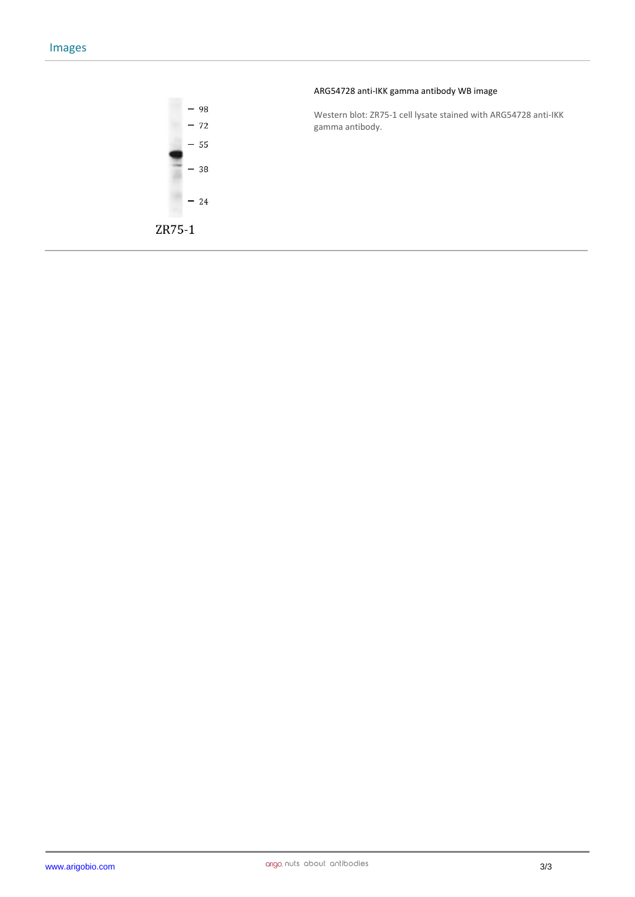## Images

98
72
55
38
24
ZR75-1

ARG54728 anti-IKK gamma antibody WB image

Western blot: ZR75-1 cell lysate stained with ARG54728 anti-IKK gamma antibody.